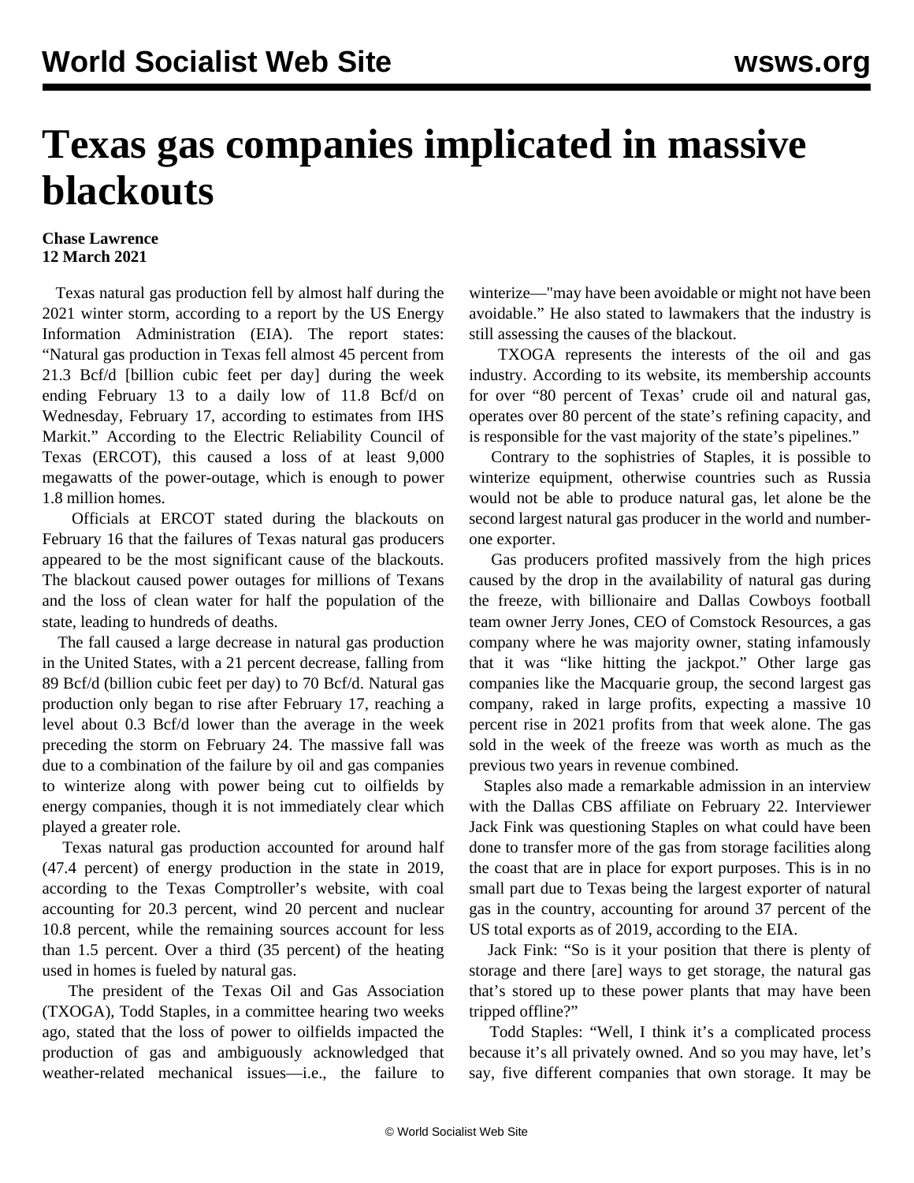# Texas gas companies implicated in massive blackouts

**Chase Lawrence**
**12 March 2021**

Texas natural gas production fell by almost half during the 2021 winter storm, according to a report by the US Energy Information Administration (EIA). The report states: "Natural gas production in Texas fell almost 45 percent from 21.3 Bcf/d [billion cubic feet per day] during the week ending February 13 to a daily low of 11.8 Bcf/d on Wednesday, February 17, according to estimates from IHS Markit." According to the Electric Reliability Council of Texas (ERCOT), this caused a loss of at least 9,000 megawatts of the power-outage, which is enough to power 1.8 million homes.

Officials at ERCOT stated during the blackouts on February 16 that the failures of Texas natural gas producers appeared to be the most significant cause of the blackouts. The blackout caused power outages for millions of Texans and the loss of clean water for half the population of the state, leading to hundreds of deaths.

The fall caused a large decrease in natural gas production in the United States, with a 21 percent decrease, falling from 89 Bcf/d (billion cubic feet per day) to 70 Bcf/d. Natural gas production only began to rise after February 17, reaching a level about 0.3 Bcf/d lower than the average in the week preceding the storm on February 24. The massive fall was due to a combination of the failure by oil and gas companies to winterize along with power being cut to oilfields by energy companies, though it is not immediately clear which played a greater role.

Texas natural gas production accounted for around half (47.4 percent) of energy production in the state in 2019, according to the Texas Comptroller's website, with coal accounting for 20.3 percent, wind 20 percent and nuclear 10.8 percent, while the remaining sources account for less than 1.5 percent. Over a third (35 percent) of the heating used in homes is fueled by natural gas.

The president of the Texas Oil and Gas Association (TXOGA), Todd Staples, in a committee hearing two weeks ago, stated that the loss of power to oilfields impacted the production of gas and ambiguously acknowledged that weather-related mechanical issues—i.e., the failure to winterize—"may have been avoidable or might not have been avoidable." He also stated to lawmakers that the industry is still assessing the causes of the blackout.

TXOGA represents the interests of the oil and gas industry. According to its website, its membership accounts for over "80 percent of Texas' crude oil and natural gas, operates over 80 percent of the state's refining capacity, and is responsible for the vast majority of the state's pipelines."

Contrary to the sophistries of Staples, it is possible to winterize equipment, otherwise countries such as Russia would not be able to produce natural gas, let alone be the second largest natural gas producer in the world and number-one exporter.

Gas producers profited massively from the high prices caused by the drop in the availability of natural gas during the freeze, with billionaire and Dallas Cowboys football team owner Jerry Jones, CEO of Comstock Resources, a gas company where he was majority owner, stating infamously that it was "like hitting the jackpot." Other large gas companies like the Macquarie group, the second largest gas company, raked in large profits, expecting a massive 10 percent rise in 2021 profits from that week alone. The gas sold in the week of the freeze was worth as much as the previous two years in revenue combined.

Staples also made a remarkable admission in an interview with the Dallas CBS affiliate on February 22. Interviewer Jack Fink was questioning Staples on what could have been done to transfer more of the gas from storage facilities along the coast that are in place for export purposes. This is in no small part due to Texas being the largest exporter of natural gas in the country, accounting for around 37 percent of the US total exports as of 2019, according to the EIA.

Jack Fink: "So is it your position that there is plenty of storage and there [are] ways to get storage, the natural gas that's stored up to these power plants that may have been tripped offline?"

Todd Staples: "Well, I think it's a complicated process because it's all privately owned. And so you may have, let's say, five different companies that own storage. It may be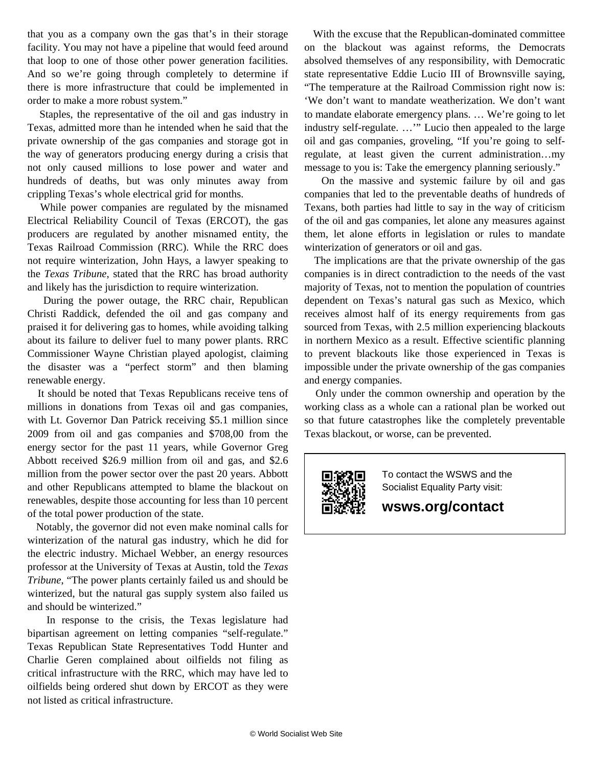that you as a company own the gas that's in their storage facility. You may not have a pipeline that would feed around that loop to one of those other power generation facilities. And so we're going through completely to determine if there is more infrastructure that could be implemented in order to make a more robust system."

Staples, the representative of the oil and gas industry in Texas, admitted more than he intended when he said that the private ownership of the gas companies and storage got in the way of generators producing energy during a crisis that not only caused millions to lose power and water and hundreds of deaths, but was only minutes away from crippling Texas's whole electrical grid for months.

While power companies are regulated by the misnamed Electrical Reliability Council of Texas (ERCOT), the gas producers are regulated by another misnamed entity, the Texas Railroad Commission (RRC). While the RRC does not require winterization, John Hays, a lawyer speaking to the *Texas Tribune*, stated that the RRC has broad authority and likely has the jurisdiction to require winterization.

During the power outage, the RRC chair, Republican Christi Raddick, defended the oil and gas company and praised it for delivering gas to homes, while avoiding talking about its failure to deliver fuel to many power plants. RRC Commissioner Wayne Christian played apologist, claiming the disaster was a "perfect storm" and then blaming renewable energy.

It should be noted that Texas Republicans receive tens of millions in donations from Texas oil and gas companies, with Lt. Governor Dan Patrick receiving $5.1 million since 2009 from oil and gas companies and $708,00 from the energy sector for the past 11 years, while Governor Greg Abbott received $26.9 million from oil and gas, and $2.6 million from the power sector over the past 20 years. Abbott and other Republicans attempted to blame the blackout on renewables, despite those accounting for less than 10 percent of the total power production of the state.

Notably, the governor did not even make nominal calls for winterization of the natural gas industry, which he did for the electric industry. Michael Webber, an energy resources professor at the University of Texas at Austin, told the *Texas Tribune*, "The power plants certainly failed us and should be winterized, but the natural gas supply system also failed us and should be winterized."

In response to the crisis, the Texas legislature had bipartisan agreement on letting companies "self-regulate." Texas Republican State Representatives Todd Hunter and Charlie Geren complained about oilfields not filing as critical infrastructure with the RRC, which may have led to oilfields being ordered shut down by ERCOT as they were not listed as critical infrastructure.

With the excuse that the Republican-dominated committee on the blackout was against reforms, the Democrats absolved themselves of any responsibility, with Democratic state representative Eddie Lucio III of Brownsville saying, "The temperature at the Railroad Commission right now is: 'We don't want to mandate weatherization. We don't want to mandate elaborate emergency plans. … We're going to let industry self-regulate. …'" Lucio then appealed to the large oil and gas companies, groveling, "If you're going to self-regulate, at least given the current administration…my message to you is: Take the emergency planning seriously."

On the massive and systemic failure by oil and gas companies that led to the preventable deaths of hundreds of Texans, both parties had little to say in the way of criticism of the oil and gas companies, let alone any measures against them, let alone efforts in legislation or rules to mandate winterization of generators or oil and gas.

The implications are that the private ownership of the gas companies is in direct contradiction to the needs of the vast majority of Texas, not to mention the population of countries dependent on Texas's natural gas such as Mexico, which receives almost half of its energy requirements from gas sourced from Texas, with 2.5 million experiencing blackouts in northern Mexico as a result. Effective scientific planning to prevent blackouts like those experienced in Texas is impossible under the private ownership of the gas companies and energy companies.

Only under the common ownership and operation by the working class as a whole can a rational plan be worked out so that future catastrophes like the completely preventable Texas blackout, or worse, can be prevented.

To contact the WSWS and the Socialist Equality Party visit:

**wsws.org/contact**